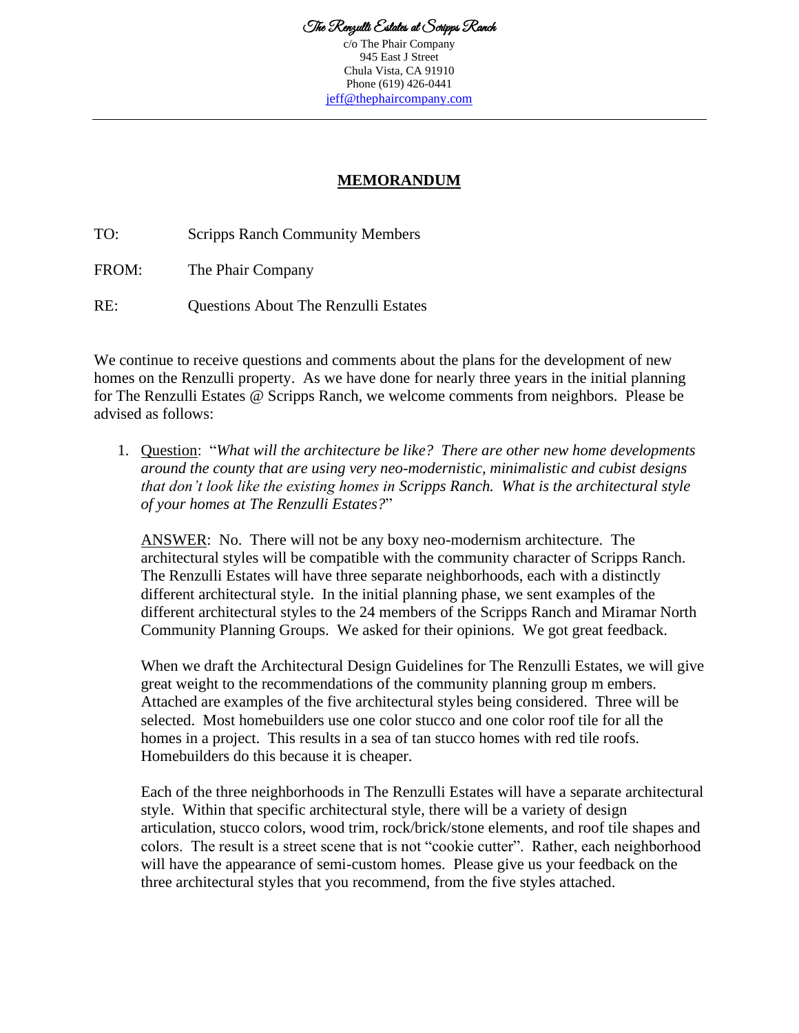The Renzulli Estates at Scripps Ranch

c/o The Phair Company
945 East J Street
Chula Vista, CA 91910
Phone (619) 426-0441
jeff@thephaircompany.com

---

## MEMORANDUM

TO: Scripps Ranch Community Members

FROM: The Phair Company

RE: Questions About The Renzulli Estates

We continue to receive questions and comments about the plans for the development of new homes on the Renzulli property. As we have done for nearly three years in the initial planning for The Renzulli Estates @ Scripps Ranch, we welcome comments from neighbors. Please be advised as follows:

1. Question: "*What will the architecture be like? There are other new home developments around the county that are using very neo-modernistic, minimalistic and cubist designs that don't look like the existing homes in Scripps Ranch. What is the architectural style of your homes at The Renzulli Estates?*"

   ANSWER: No. There will not be any boxy neo-modernism architecture. The architectural styles will be compatible with the community character of Scripps Ranch. The Renzulli Estates will have three separate neighborhoods, each with a distinctly different architectural style. In the initial planning phase, we sent examples of the different architectural styles to the 24 members of the Scripps Ranch and Miramar North Community Planning Groups. We asked for their opinions. We got great feedback.

   When we draft the Architectural Design Guidelines for The Renzulli Estates, we will give great weight to the recommendations of the community planning group m embers. Attached are examples of the five architectural styles being considered. Three will be selected. Most homebuilders use one color stucco and one color roof tile for all the homes in a project. This results in a sea of tan stucco homes with red tile roofs. Homebuilders do this because it is cheaper.

   Each of the three neighborhoods in The Renzulli Estates will have a separate architectural style. Within that specific architectural style, there will be a variety of design articulation, stucco colors, wood trim, rock/brick/stone elements, and roof tile shapes and colors. The result is a street scene that is not "cookie cutter". Rather, each neighborhood will have the appearance of semi-custom homes. Please give us your feedback on the three architectural styles that you recommend, from the five styles attached.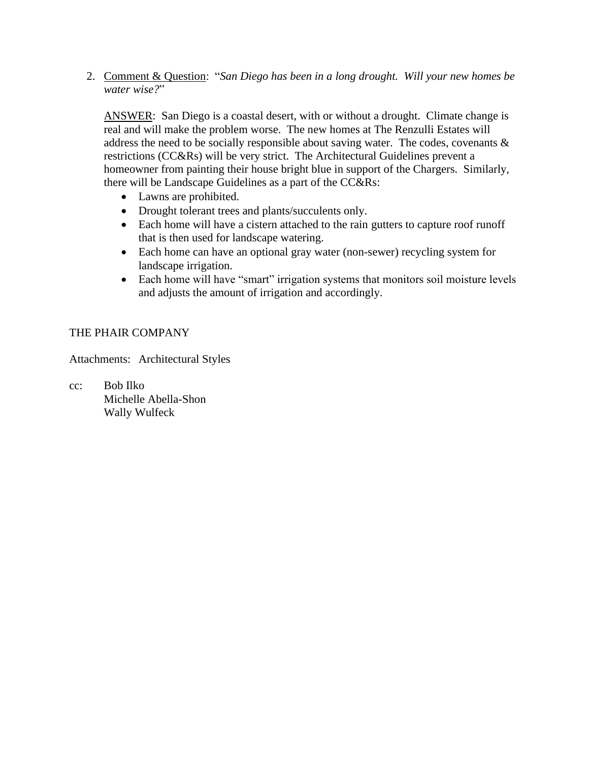2. <u>Comment & Question</u>: "*San Diego has been in a long drought. Will your new homes be water wise?*"

   <u>ANSWER</u>: San Diego is a coastal desert, with or without a drought. Climate change is real and will make the problem worse. The new homes at The Renzulli Estates will address the need to be socially responsible about saving water. The codes, covenants & restrictions (CC&Rs) will be very strict. The Architectural Guidelines prevent a homeowner from painting their house bright blue in support of the Chargers. Similarly, there will be Landscape Guidelines as a part of the CC&Rs:

   - Lawns are prohibited.
   - Drought tolerant trees and plants/succulents only.
   - Each home will have a cistern attached to the rain gutters to capture roof runoff that is then used for landscape watering.
   - Each home can have an optional gray water (non-sewer) recycling system for landscape irrigation.
   - Each home will have "smart" irrigation systems that monitors soil moisture levels and adjusts the amount of irrigation and accordingly.

THE PHAIR COMPANY

Attachments: Architectural Styles

cc: Bob Ilko
Michelle Abella-Shon
Wally Wulfeck